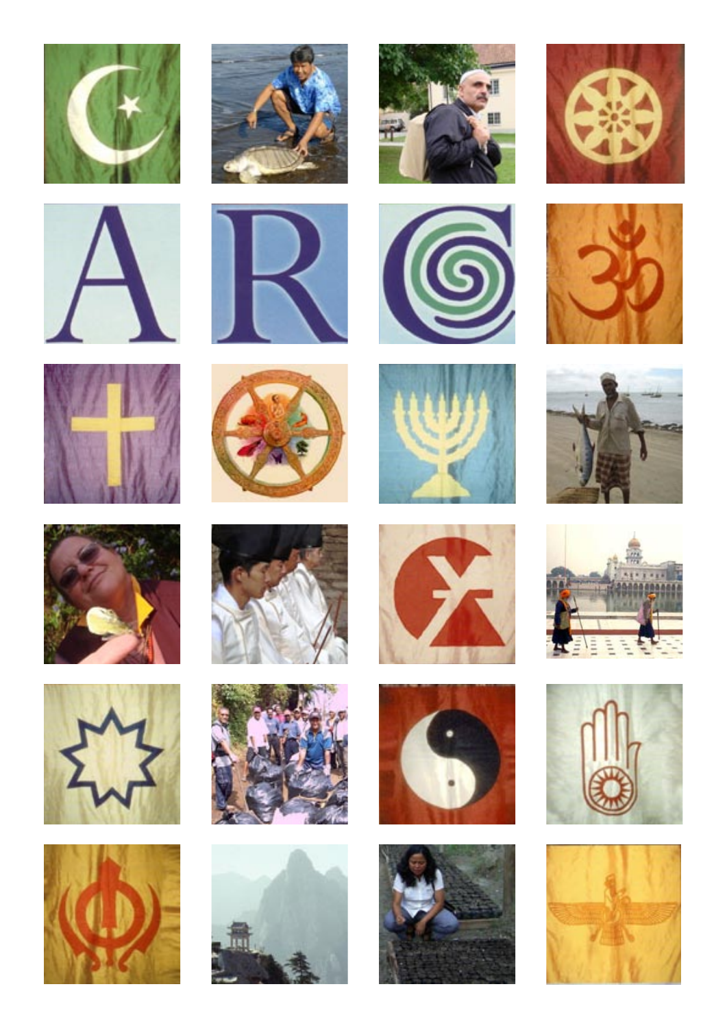# ARC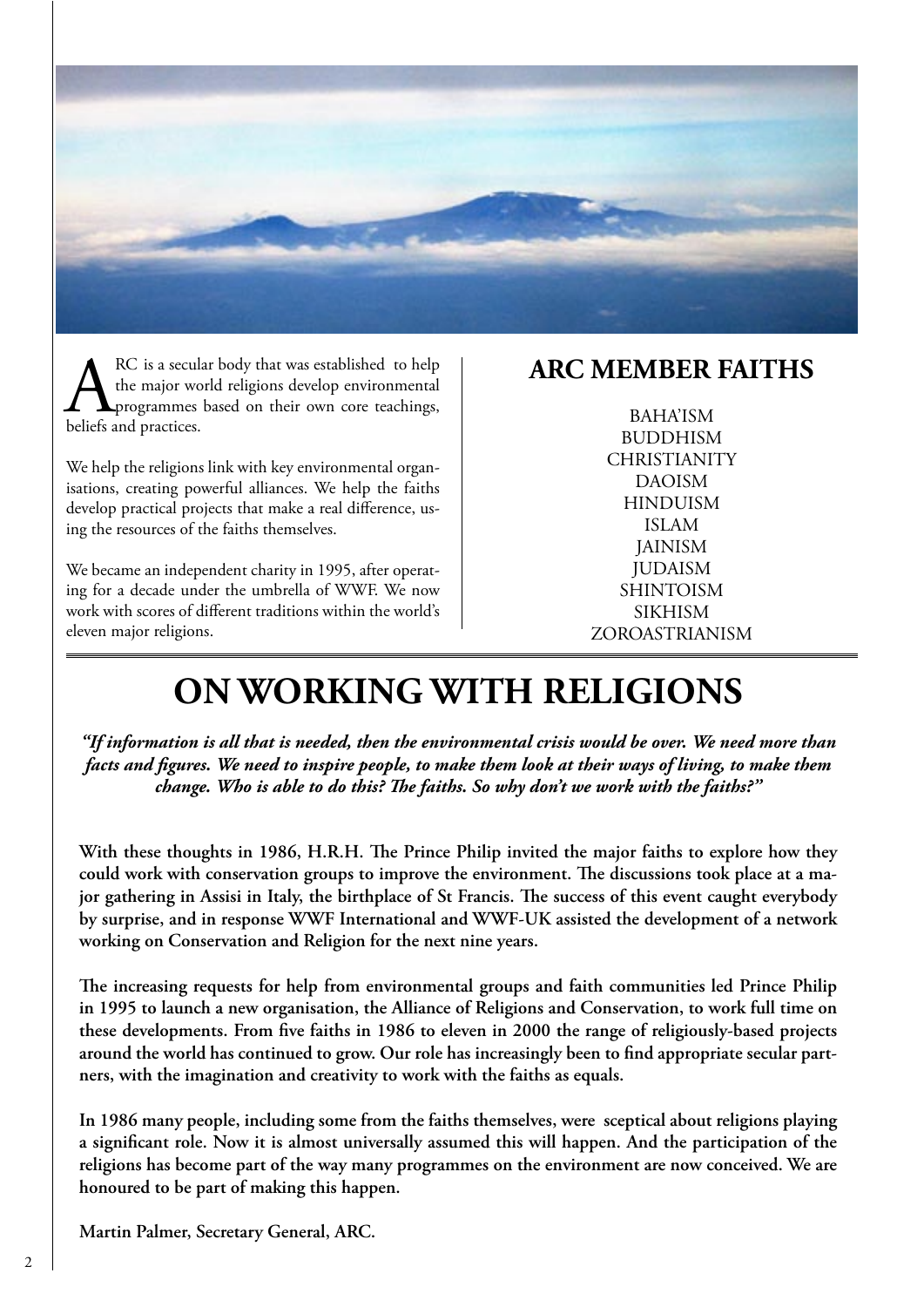ARC is a secular body that was established to help the major world religions develop environmental programmes based on their own core teachings, beliefs and practices.

We help the religions link with key environmental organisations, creating powerful alliances. We help the faiths develop practical projects that make a real difference, using the resources of the faiths themselves.

We became an independent charity in 1995, after operating for a decade under the umbrella of WWF. We now work with scores of different traditions within the world's eleven major religions.

## ARC MEMBER FAITHS

BAHA'ISM
BUDDHISM
CHRISTIANITY
DAOISM
HINDUISM
ISLAM
JAINISM
JUDAISM
SHINTOISM
SIKHISM
ZOROASTRIANISM

# ON WORKING WITH RELIGIONS

***"If information is all that is needed, then the environmental crisis would be over. We need more than facts and figures. We need to inspire people, to make them look at their ways of living, to make them change. Who is able to do this? The faiths. So why don't we work with the faiths?"***

**With these thoughts in 1986, H.R.H. The Prince Philip invited the major faiths to explore how they could work with conservation groups to improve the environment. The discussions took place at a major gathering in Assisi in Italy, the birthplace of St Francis. The success of this event caught everybody by surprise, and in response WWF International and WWF-UK assisted the development of a network working on Conservation and Religion for the next nine years.**

**The increasing requests for help from environmental groups and faith communities led Prince Philip in 1995 to launch a new organisation, the Alliance of Religions and Conservation, to work full time on these developments. From five faiths in 1986 to eleven in 2000 the range of religiously-based projects around the world has continued to grow. Our role has increasingly been to find appropriate secular partners, with the imagination and creativity to work with the faiths as equals.**

**In 1986 many people, including some from the faiths themselves, were sceptical about religions playing a significant role. Now it is almost universally assumed this will happen. And the participation of the religions has become part of the way many programmes on the environment are now conceived. We are honoured to be part of making this happen.**

**Martin Palmer, Secretary General, ARC.**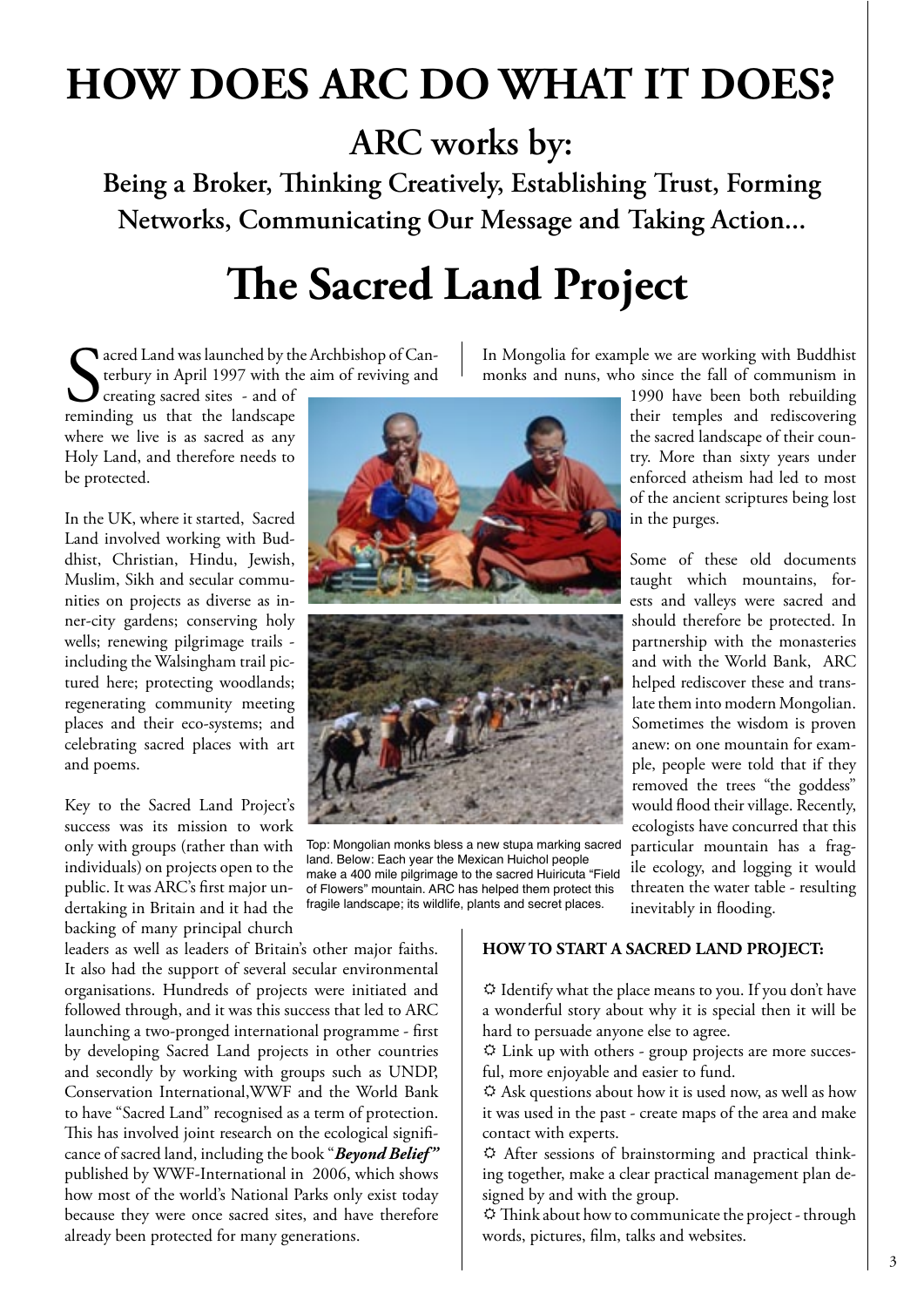# HOW DOES ARC DO WHAT IT DOES?

## ARC works by:

### Being a Broker, Thinking Creatively, Establishing Trust, Forming Networks, Communicating Our Message and Taking Action...

# The Sacred Land Project

Sacred Land was launched by the Archbishop of Canterbury in April 1997 with the aim of reviving and creating sacred sites - and of reminding us that the landscape where we live is as sacred as any Holy Land, and therefore needs to be protected.

In the UK, where it started, Sacred Land involved working with Buddhist, Christian, Hindu, Jewish, Muslim, Sikh and secular communities on projects as diverse as inner-city gardens; conserving holy wells; renewing pilgrimage trails - including the Walsingham trail pictured here; protecting woodlands; regenerating community meeting places and their eco-systems; and celebrating sacred places with art and poems.

Key to the Sacred Land Project's success was its mission to work only with groups (rather than with individuals) on projects open to the public. It was ARC's first major undertaking in Britain and it had the backing of many principal church leaders as well as leaders of Britain's other major faiths. It also had the support of several secular environmental organisations. Hundreds of projects were initiated and followed through, and it was this success that led to ARC launching a two-pronged international programme - first by developing Sacred Land projects in other countries and secondly by working with groups such as UNDP, Conservation International, WWF and the World Bank to have "Sacred Land" recognised as a term of protection. This has involved joint research on the ecological significance of sacred land, including the book "***Beyond Belief"*** published by WWF-International in 2006, which shows how most of the world's National Parks only exist today because they were once sacred sites, and have therefore already been protected for many generations.

Top: Mongolian monks bless a new stupa marking sacred land. Below: Each year the Mexican Huichol people make a 400 mile pilgrimage to the sacred Huiricuta "Field of Flowers" mountain. ARC has helped them protect this fragile landscape; its wildlife, plants and secret places.

In Mongolia for example we are working with Buddhist monks and nuns, who since the fall of communism in 1990 have been both rebuilding their temples and rediscovering the sacred landscape of their country. More than sixty years under enforced atheism had led to most of the ancient scriptures being lost in the purges.

Some of these old documents taught which mountains, forests and valleys were sacred and should therefore be protected. In partnership with the monasteries and with the World Bank, ARC helped rediscover these and translate them into modern Mongolian. Sometimes the wisdom is proven anew: on one mountain for example, people were told that if they removed the trees "the goddess" would flood their village. Recently, ecologists have concurred that this particular mountain has a fragile ecology, and logging it would threaten the water table - resulting inevitably in flooding.

#### HOW TO START A SACRED LAND PROJECT:

- Identify what the place means to you. If you don't have a wonderful story about why it is special then it will be hard to persuade anyone else to agree.
- Link up with others - group projects are more succesful, more enjoyable and easier to fund.
- Ask questions about how it is used now, as well as how it was used in the past - create maps of the area and make contact with experts.
- After sessions of brainstorming and practical thinking together, make a clear practical management plan designed by and with the group.
- Think about how to communicate the project - through words, pictures, film, talks and websites.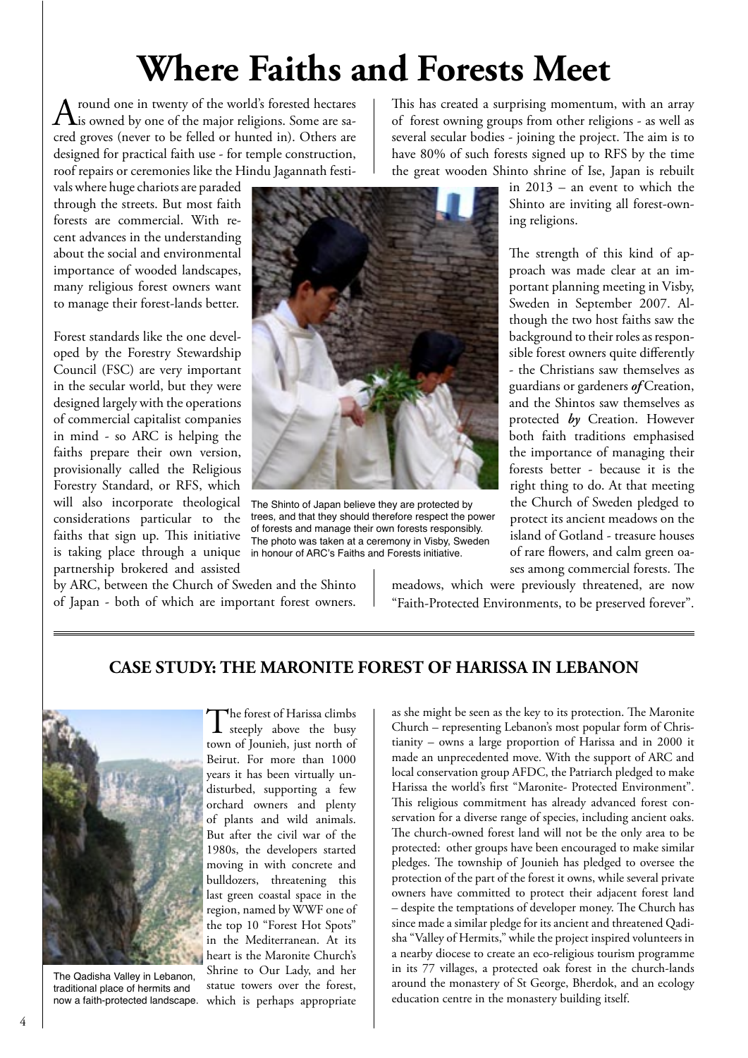# Where Faiths and Forests Meet

Around one in twenty of the world's forested hectares is owned by one of the major religions. Some are sacred groves (never to be felled or hunted in). Others are designed for practical faith use - for temple construction, roof repairs or ceremonies like the Hindu Jagannath festivals where huge chariots are paraded through the streets. But most faith forests are commercial. With recent advances in the understanding about the social and environmental importance of wooded landscapes, many religious forest owners want to manage their forest-lands better.

Forest standards like the one developed by the Forestry Stewardship Council (FSC) are very important in the secular world, but they were designed largely with the operations of commercial capitalist companies in mind - so ARC is helping the faiths prepare their own version, provisionally called the Religious Forestry Standard, or RFS, which will also incorporate theological considerations particular to the faiths that sign up. This initiative is taking place through a unique partnership brokered and assisted by ARC, between the Church of Sweden and the Shinto of Japan - both of which are important forest owners.

The Shinto of Japan believe they are protected by trees, and that they should therefore respect the power of forests and manage their own forests responsibly. The photo was taken at a ceremony in Visby, Sweden in honour of ARC's Faiths and Forests initiative.

This has created a surprising momentum, with an array of forest owning groups from other religions - as well as several secular bodies - joining the project. The aim is to have 80% of such forests signed up to RFS by the time the great wooden Shinto shrine of Ise, Japan is rebuilt in 2013 – an event to which the Shinto are inviting all forest-owning religions.

The strength of this kind of approach was made clear at an important planning meeting in Visby, Sweden in September 2007. Although the two host faiths saw the background to their roles as responsible forest owners quite differently - the Christians saw themselves as guardians or gardeners ***of*** Creation, and the Shintos saw themselves as protected ***by*** Creation. However both faith traditions emphasised the importance of managing their forests better - because it is the right thing to do. At that meeting the Church of Sweden pledged to protect its ancient meadows on the island of Gotland - treasure houses of rare flowers, and calm green oases among commercial forests. The meadows, which were previously threatened, are now "Faith-Protected Environments, to be preserved forever".

## CASE STUDY: THE MARONITE FOREST OF HARISSA IN LEBANON

The Qadisha Valley in Lebanon, traditional place of hermits and now a faith-protected landscape.

The forest of Harissa climbs steeply above the busy town of Jounieh, just north of Beirut. For more than 1000 years it has been virtually undisturbed, supporting a few orchard owners and plenty of plants and wild animals. But after the civil war of the 1980s, the developers started moving in with concrete and bulldozers, threatening this last green coastal space in the region, named by WWF one of the top 10 "Forest Hot Spots" in the Mediterranean. At its heart is the Maronite Church's Shrine to Our Lady, and her statue towers over the forest, which is perhaps appropriate as she might be seen as the key to its protection. The Maronite Church – representing Lebanon's most popular form of Christianity – owns a large proportion of Harissa and in 2000 it made an unprecedented move. With the support of ARC and local conservation group AFDC, the Patriarch pledged to make Harissa the world's first "Maronite- Protected Environment". This religious commitment has already advanced forest conservation for a diverse range of species, including ancient oaks. The church-owned forest land will not be the only area to be protected: other groups have been encouraged to make similar pledges. The township of Jounieh has pledged to oversee the protection of the part of the forest it owns, while several private owners have committed to protect their adjacent forest land – despite the temptations of developer money. The Church has since made a similar pledge for its ancient and threatened Qadisha "Valley of Hermits," while the project inspired volunteers in a nearby diocese to create an eco-religious tourism programme in its 77 villages, a protected oak forest in the church-lands around the monastery of St George, Bherdok, and an ecology education centre in the monastery building itself.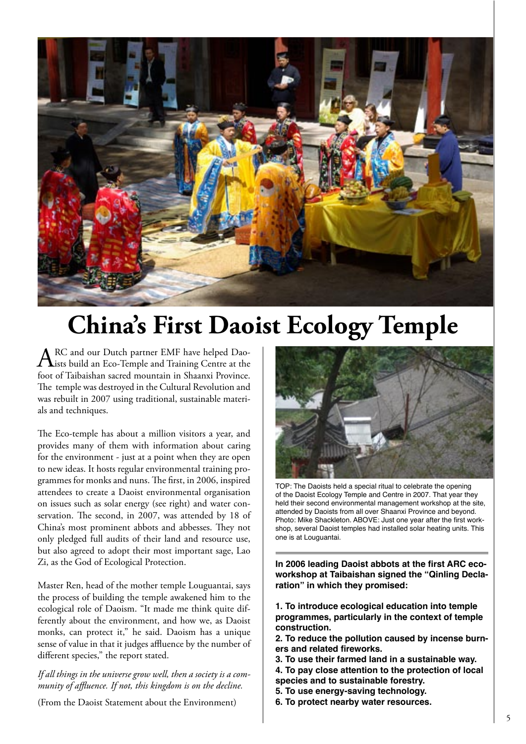# China's First Daoist Ecology Temple

ARC and our Dutch partner EMF have helped Daoists build an Eco-Temple and Training Centre at the foot of Taibaishan sacred mountain in Shaanxi Province. The temple was destroyed in the Cultural Revolution and was rebuilt in 2007 using traditional, sustainable materials and techniques.

The Eco-temple has about a million visitors a year, and provides many of them with information about caring for the environment - just at a point when they are open to new ideas. It hosts regular environmental training programmes for monks and nuns. The first, in 2006, inspired attendees to create a Daoist environmental organisation on issues such as solar energy (see right) and water conservation. The second, in 2007, was attended by 18 of China's most prominent abbots and abbesses. They not only pledged full audits of their land and resource use, but also agreed to adopt their most important sage, Lao Zi, as the God of Ecological Protection.

Master Ren, head of the mother temple Louguantai, says the process of building the temple awakened him to the ecological role of Daoism. "It made me think quite differently about the environment, and how we, as Daoist monks, can protect it," he said. Daoism has a unique sense of value in that it judges affluence by the number of different species," the report stated.

*If all things in the universe grow well, then a society is a community of affluence. If not, this kingdom is on the decline.*

(From the Daoist Statement about the Environment)

TOP: The Daoists held a special ritual to celebrate the opening of the Daoist Ecology Temple and Centre in 2007. That year they held their second environmental management workshop at the site, attended by Daoists from all over Shaanxi Province and beyond. Photo: Mike Shackleton. ABOVE: Just one year after the first workshop, several Daoist temples had installed solar heating units. This one is at Louguantai.

**In 2006 leading Daoist abbots at the first ARC eco-workshop at Taibaishan signed the "Qinling Declaration" in which they promised:**

**1. To introduce ecological education into temple programmes, particularly in the context of temple construction.**
**2. To reduce the pollution caused by incense burners and related fireworks.**
**3. To use their farmed land in a sustainable way.**
**4. To pay close attention to the protection of local species and to sustainable forestry.**
**5. To use energy-saving technology.**
**6. To protect nearby water resources.**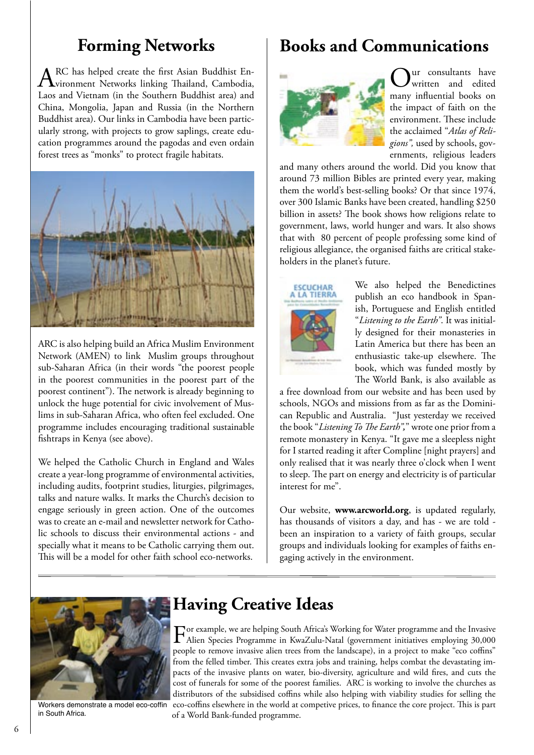## Forming Networks

ARC has helped create the first Asian Buddhist Environment Networks linking Thailand, Cambodia, Laos and Vietnam (in the Southern Buddhist area) and China, Mongolia, Japan and Russia (in the Northern Buddhist area). Our links in Cambodia have been particularly strong, with projects to grow saplings, create education programmes around the pagodas and even ordain forest trees as "monks" to protect fragile habitats.

ARC is also helping build an Africa Muslim Environment Network (AMEN) to link Muslim groups throughout sub-Saharan Africa (in their words "the poorest people in the poorest communities in the poorest part of the poorest continent"). The network is already beginning to unlock the huge potential for civic involvement of Muslims in sub-Saharan Africa, who often feel excluded. One programme includes encouraging traditional sustainable fishtraps in Kenya (see above).

We helped the Catholic Church in England and Wales create a year-long programme of environmental activities, including audits, footprint studies, liturgies, pilgrimages, talks and nature walks. It marks the Church's decision to engage seriously in green action. One of the outcomes was to create an e-mail and newsletter network for Catholic schools to discuss their environmental actions - and specially what it means to be Catholic carrying them out. This will be a model for other faith school eco-networks.

## Books and Communications

Our consultants have written and edited many influential books on the impact of faith on the environment. These include the acclaimed "*Atlas of Religions",* used by schools, governments, religious leaders and many others around the world. Did you know that around 73 million Bibles are printed every year, making them the world's best-selling books? Or that since 1974, over 300 Islamic Banks have been created, handling $250 billion in assets? The book shows how religions relate to government, laws, world hunger and wars. It also shows that with 80 percent of people professing some kind of religious allegiance, the organised faiths are critical stakeholders in the planet's future.

We also helped the Benedictines publish an eco handbook in Spanish, Portuguese and English entitled "*Listening to the Earth"*. It was initially designed for their monasteries in Latin America but there has been an enthusiastic take-up elsewhere. The book, which was funded mostly by The World Bank, is also available as a free download from our website and has been used by schools, NGOs and missions from as far as the Dominican Republic and Australia. "Just yesterday we received the book "*Listening To The Earth",*" wrote one prior from a remote monastery in Kenya. "It gave me a sleepless night for I started reading it after Compline [night prayers] and only realised that it was nearly three o'clock when I went to sleep. The part on energy and electricity is of particular interest for me".

Our website, **www.arcworld.org**, is updated regularly, has thousands of visitors a day, and has - we are told - been an inspiration to a variety of faith groups, secular groups and individuals looking for examples of faiths engaging actively in the environment.

## Having Creative Ideas

For example, we are helping South Africa's Working for Water programme and the Invasive Alien Species Programme in KwaZulu-Natal (government initiatives employing 30,000 people to remove invasive alien trees from the landscape), in a project to make "eco coffins" from the felled timber. This creates extra jobs and training, helps combat the devastating impacts of the invasive plants on water, bio-diversity, agriculture and wild fires, and cuts the cost of funerals for some of the poorest families. ARC is working to involve the churches as distributors of the subsidised coffins while also helping with viability studies for selling the eco-coffins elsewhere in the world at competive prices, to finance the core project. This is part of a World Bank-funded programme.

Workers demonstrate a model eco-coffin in South Africa.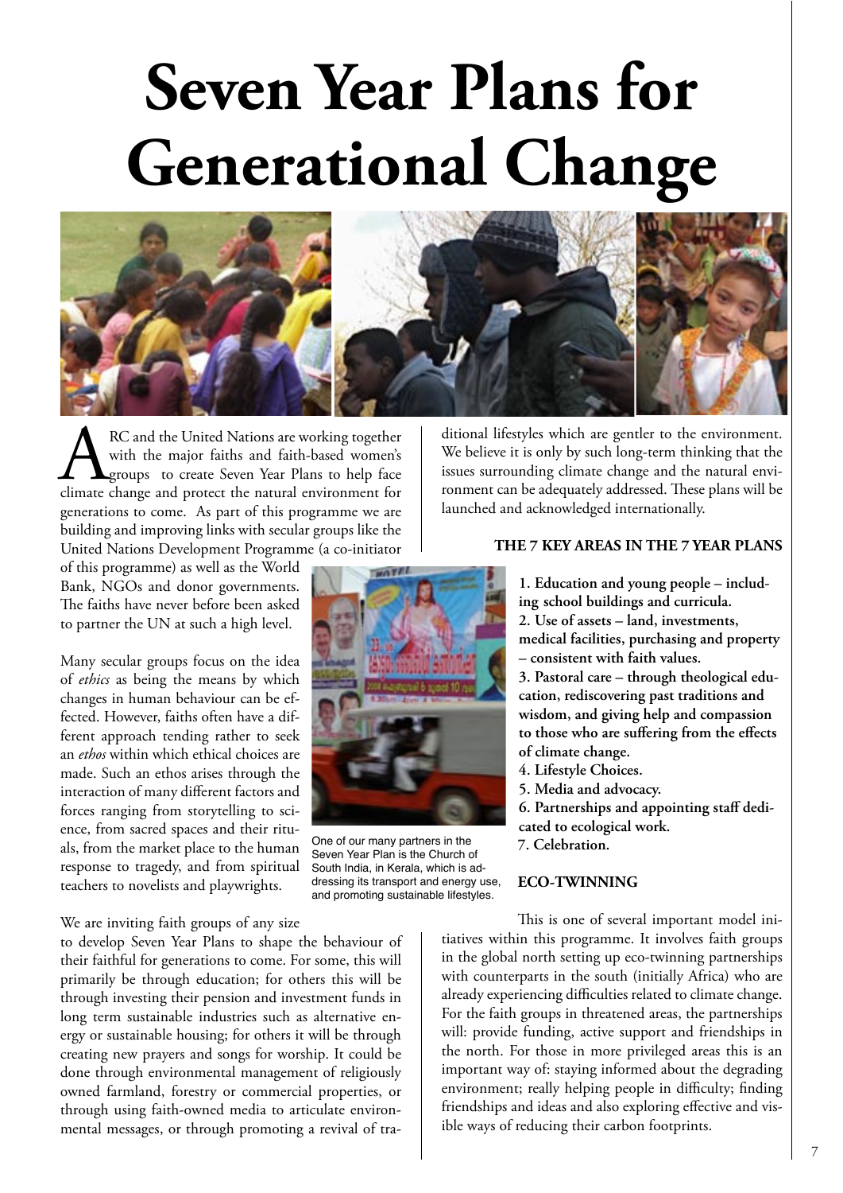# Seven Year Plans for Generational Change

ARC and the United Nations are working together with the major faiths and faith-based women's groups to create Seven Year Plans to help face climate change and protect the natural environment for generations to come. As part of this programme we are building and improving links with secular groups like the United Nations Development Programme (a co-initiator of this programme) as well as the World Bank, NGOs and donor governments. The faiths have never before been asked to partner the UN at such a high level.

Many secular groups focus on the idea of *ethics* as being the means by which changes in human behaviour can be effected. However, faiths often have a different approach tending rather to seek an *ethos* within which ethical choices are made. Such an ethos arises through the interaction of many different factors and forces ranging from storytelling to science, from sacred spaces and their rituals, from the market place to the human response to tragedy, and from spiritual teachers to novelists and playwrights.

One of our many partners in the Seven Year Plan is the Church of South India, in Kerala, which is addressing its transport and energy use, and promoting sustainable lifestyles.

We are inviting faith groups of any size to develop Seven Year Plans to shape the behaviour of their faithful for generations to come. For some, this will primarily be through education; for others this will be through investing their pension and investment funds in long term sustainable industries such as alternative energy or sustainable housing; for others it will be through creating new prayers and songs for worship. It could be done through environmental management of religiously owned farmland, forestry or commercial properties, or through using faith-owned media to articulate environmental messages, or through promoting a revival of traditional lifestyles which are gentler to the environment. We believe it is only by such long-term thinking that the issues surrounding climate change and the natural environment can be adequately addressed. These plans will be launched and acknowledged internationally.

### THE 7 KEY AREAS IN THE 7 YEAR PLANS

**1. Education and young people – including school buildings and curricula.**
**2. Use of assets – land, investments, medical facilities, purchasing and property – consistent with faith values.**
**3. Pastoral care – through theological education, rediscovering past traditions and wisdom, and giving help and compassion to those who are suffering from the effects of climate change.**
**4. Lifestyle Choices.**
**5. Media and advocacy.**
**6. Partnerships and appointing staff dedicated to ecological work.**
**7. Celebration.**

### ECO-TWINNING

This is one of several important model initiatives within this programme. It involves faith groups in the global north setting up eco-twinning partnerships with counterparts in the south (initially Africa) who are already experiencing difficulties related to climate change. For the faith groups in threatened areas, the partnerships will: provide funding, active support and friendships in the north. For those in more privileged areas this is an important way of: staying informed about the degrading environment; really helping people in difficulty; finding friendships and ideas and also exploring effective and visible ways of reducing their carbon footprints.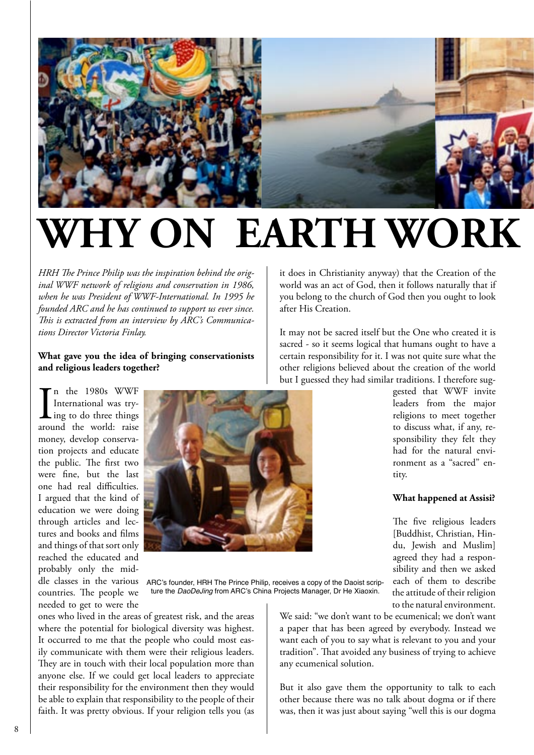# WHY ON EARTH WORK

*HRH The Prince Philip was the inspiration behind the original WWF network of religions and conservation in 1986, when he was President of WWF-International. In 1995 he founded ARC and he has continued to support us ever since. This is extracted from an interview by ARC's Communications Director Victoria Finlay.*

**What gave you the idea of bringing conservationists and religious leaders together?**

In the 1980s WWF International was trying to do three things around the world: raise money, develop conservation projects and educate the public. The first two were fine, but the last one had real difficulties. I argued that the kind of education we were doing through articles and lectures and books and films and things of that sort only reached the educated and probably only the middle classes in the various countries. The people we needed to get to were the ones who lived in the areas of greatest risk, and the areas where the potential for biological diversity was highest. It occurred to me that the people who could most easily communicate with them were their religious leaders. They are in touch with their local population more than anyone else. If we could get local leaders to appreciate their responsibility for the environment then they would be able to explain that responsibility to the people of their faith. It was pretty obvious. If your religion tells you (as it does in Christianity anyway) that the Creation of the world was an act of God, then it follows naturally that if you belong to the church of God then you ought to look after His Creation.

ARC's founder, HRH The Prince Philip, receives a copy of the Daoist scripture the *DaoDeJing* from ARC's China Projects Manager, Dr He Xiaoxin.

It may not be sacred itself but the One who created it is sacred - so it seems logical that humans ought to have a certain responsibility for it. I was not quite sure what the other religions believed about the creation of the world but I guessed they had similar traditions. I therefore suggested that WWF invite leaders from the major religions to meet together to discuss what, if any, responsibility they felt they had for the natural environment as a "sacred" entity.

**What happened at Assisi?**

The five religious leaders [Buddhist, Christian, Hindu, Jewish and Muslim] agreed they had a responsibility and then we asked each of them to describe the attitude of their religion to the natural environment. We said: "we don't want to be ecumenical; we don't want a paper that has been agreed by everybody. Instead we want each of you to say what is relevant to you and your tradition". That avoided any business of trying to achieve any ecumenical solution.

But it also gave them the opportunity to talk to each other because there was no talk about dogma or if there was, then it was just about saying "well this is our dogma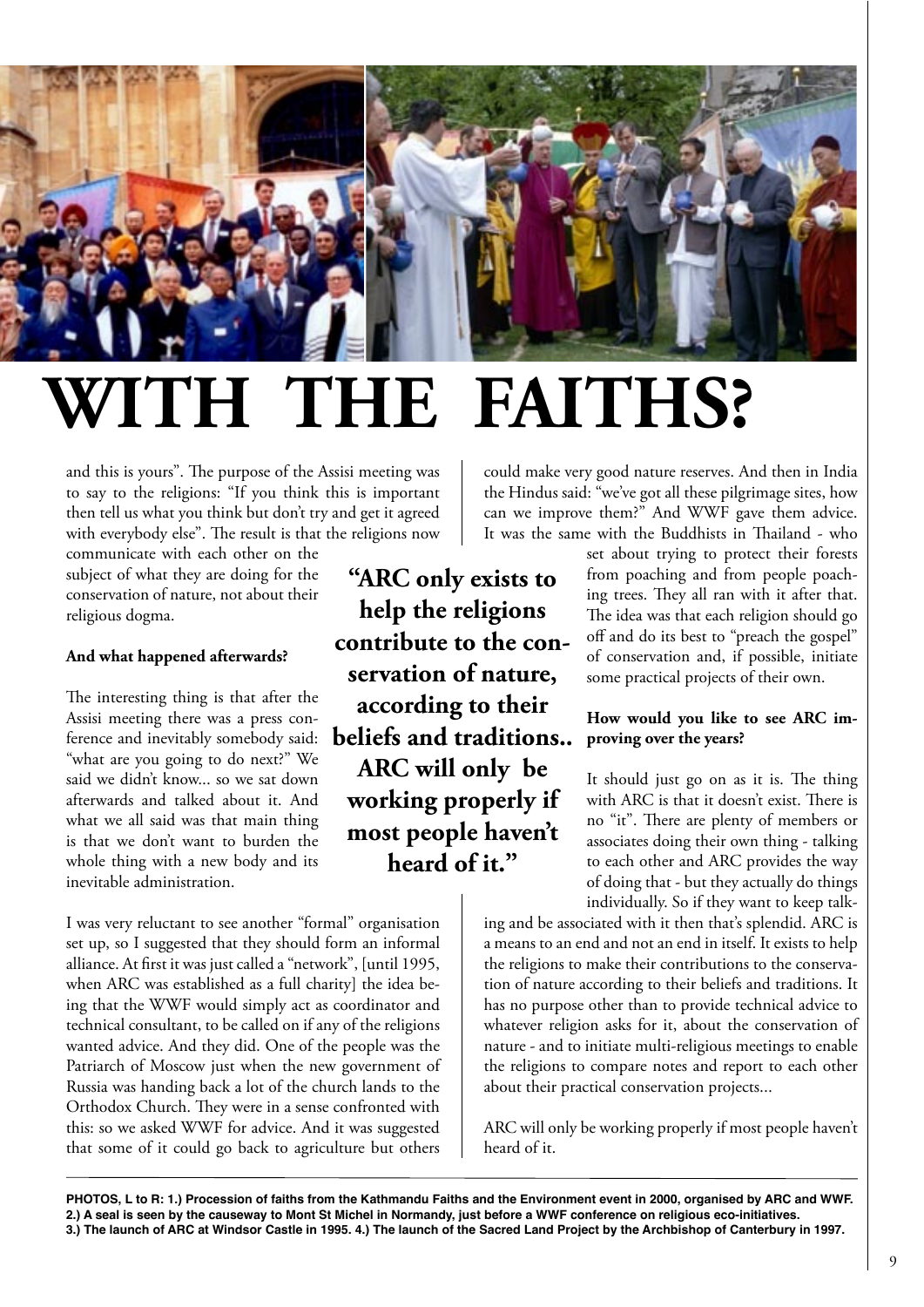# WITH THE FAITHS?

and this is yours". The purpose of the Assisi meeting was to say to the religions: "If you think this is important then tell us what you think but don't try and get it agreed with everybody else". The result is that the religions now communicate with each other on the subject of what they are doing for the conservation of nature, not about their religious dogma.

**And what happened afterwards?**

The interesting thing is that after the Assisi meeting there was a press conference and inevitably somebody said: "what are you going to do next?" We said we didn't know... so we sat down afterwards and talked about it. And what we all said was that main thing is that we don't want to burden the whole thing with a new body and its inevitable administration.

I was very reluctant to see another "formal" organisation set up, so I suggested that they should form an informal alliance. At first it was just called a "network", [until 1995, when ARC was established as a full charity] the idea being that the WWF would simply act as coordinator and technical consultant, to be called on if any of the religions wanted advice. And they did. One of the people was the Patriarch of Moscow just when the new government of Russia was handing back a lot of the church lands to the Orthodox Church. They were in a sense confronted with this: so we asked WWF for advice. And it was suggested that some of it could go back to agriculture but others could make very good nature reserves. And then in India the Hindus said: "we've got all these pilgrimage sites, how can we improve them?" And WWF gave them advice. It was the same with the Buddhists in Thailand - who set about trying to protect their forests from poaching and from people poaching trees. They all ran with it after that. The idea was that each religion should go off and do its best to "preach the gospel" of conservation and, if possible, initiate some practical projects of their own.

**"ARC only exists to help the religions contribute to the conservation of nature, according to their beliefs and traditions.. ARC will only be working properly if most people haven't heard of it."**

**How would you like to see ARC improving over the years?**

It should just go on as it is. The thing with ARC is that it doesn't exist. There is no "it". There are plenty of members or associates doing their own thing - talking to each other and ARC provides the way of doing that - but they actually do things individually. So if they want to keep talking and be associated with it then that's splendid. ARC is a means to an end and not an end in itself. It exists to help the religions to make their contributions to the conservation of nature according to their beliefs and traditions. It has no purpose other than to provide technical advice to whatever religion asks for it, about the conservation of nature - and to initiate multi-religious meetings to enable the religions to compare notes and report to each other about their practical conservation projects...

ARC will only be working properly if most people haven't heard of it.

**PHOTOS, L to R: 1.) Procession of faiths from the Kathmandu Faiths and the Environment event in 2000, organised by ARC and WWF. 2.) A seal is seen by the causeway to Mont St Michel in Normandy, just before a WWF conference on religious eco-initiatives. 3.) The launch of ARC at Windsor Castle in 1995. 4.) The launch of the Sacred Land Project by the Archbishop of Canterbury in 1997.**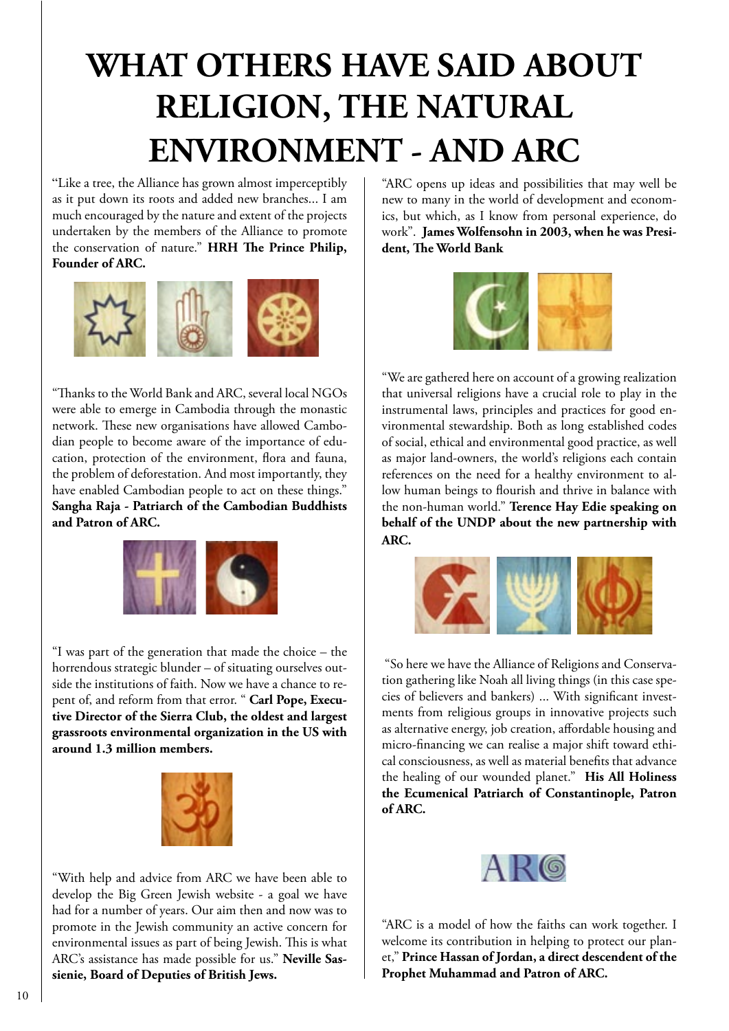# WHAT OTHERS HAVE SAID ABOUT RELIGION, THE NATURAL ENVIRONMENT - AND ARC

"Like a tree, the Alliance has grown almost imperceptibly as it put down its roots and added new branches... I am much encouraged by the nature and extent of the projects undertaken by the members of the Alliance to promote the conservation of nature." **HRH The Prince Philip, Founder of ARC.**

"Thanks to the World Bank and ARC, several local NGOs were able to emerge in Cambodia through the monastic network. These new organisations have allowed Cambodian people to become aware of the importance of education, protection of the environment, flora and fauna, the problem of deforestation. And most importantly, they have enabled Cambodian people to act on these things." **Sangha Raja - Patriarch of the Cambodian Buddhists and Patron of ARC.**

"I was part of the generation that made the choice – the horrendous strategic blunder – of situating ourselves outside the institutions of faith. Now we have a chance to repent of, and reform from that error. " **Carl Pope, Executive Director of the Sierra Club, the oldest and largest grassroots environmental organization in the US with around 1.3 million members.**

"With help and advice from ARC we have been able to develop the Big Green Jewish website - a goal we have had for a number of years. Our aim then and now was to promote in the Jewish community an active concern for environmental issues as part of being Jewish. This is what ARC's assistance has made possible for us." **Neville Sassienie, Board of Deputies of British Jews.**

"ARC opens up ideas and possibilities that may well be new to many in the world of development and economics, but which, as I know from personal experience, do work". **James Wolfensohn in 2003, when he was President, The World Bank**

"We are gathered here on account of a growing realization that universal religions have a crucial role to play in the instrumental laws, principles and practices for good environmental stewardship. Both as long established codes of social, ethical and environmental good practice, as well as major land-owners, the world's religions each contain references on the need for a healthy environment to allow human beings to flourish and thrive in balance with the non-human world." **Terence Hay Edie speaking on behalf of the UNDP about the new partnership with ARC.**

"So here we have the Alliance of Religions and Conservation gathering like Noah all living things (in this case species of believers and bankers) ... With significant investments from religious groups in innovative projects such as alternative energy, job creation, affordable housing and micro-financing we can realise a major shift toward ethical consciousness, as well as material benefits that advance the healing of our wounded planet." **His All Holiness the Ecumenical Patriarch of Constantinople, Patron of ARC.**

"ARC is a model of how the faiths can work together. I welcome its contribution in helping to protect our planet," **Prince Hassan of Jordan, a direct descendent of the Prophet Muhammad and Patron of ARC.**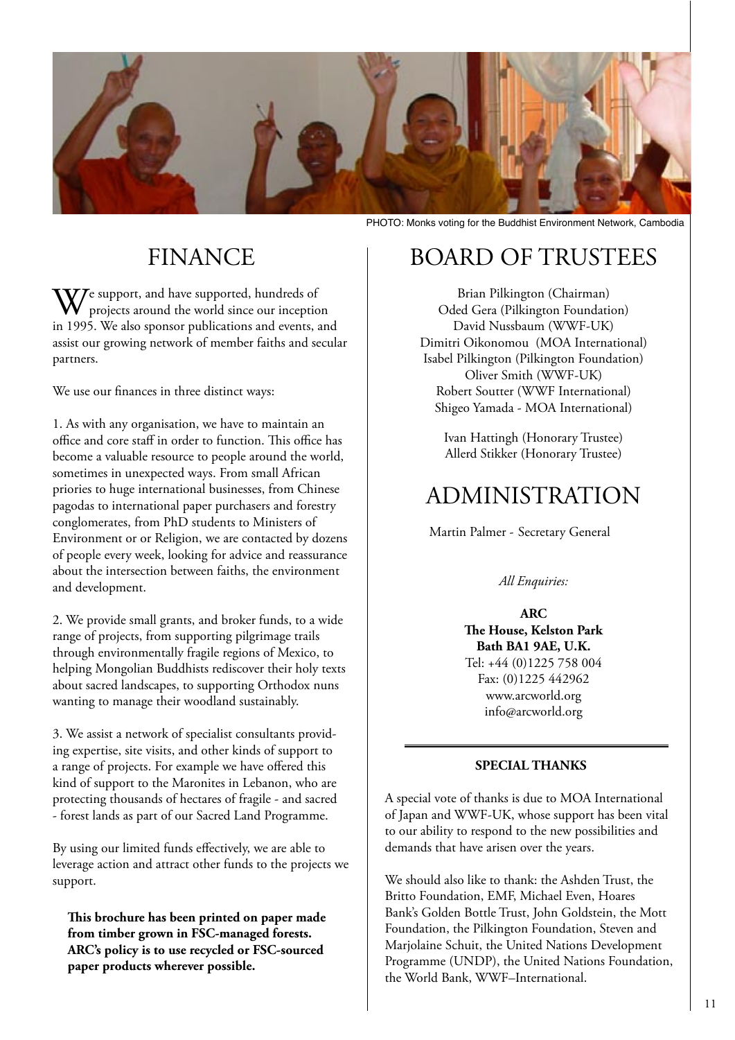PHOTO: Monks voting for the Buddhist Environment Network, Cambodia

# FINANCE

We support, and have supported, hundreds of projects around the world since our inception in 1995. We also sponsor publications and events, and assist our growing network of member faiths and secular partners.

We use our finances in three distinct ways:

1. As with any organisation, we have to maintain an office and core staff in order to function. This office has become a valuable resource to people around the world, sometimes in unexpected ways. From small African priories to huge international businesses, from Chinese pagodas to international paper purchasers and forestry conglomerates, from PhD students to Ministers of Environment or or Religion, we are contacted by dozens of people every week, looking for advice and reassurance about the intersection between faiths, the environment and development.

2. We provide small grants, and broker funds, to a wide range of projects, from supporting pilgrimage trails through environmentally fragile regions of Mexico, to helping Mongolian Buddhists rediscover their holy texts about sacred landscapes, to supporting Orthodox nuns wanting to manage their woodland sustainably.

3. We assist a network of specialist consultants providing expertise, site visits, and other kinds of support to a range of projects. For example we have offered this kind of support to the Maronites in Lebanon, who are protecting thousands of hectares of fragile - and sacred - forest lands as part of our Sacred Land Programme.

By using our limited funds effectively, we are able to leverage action and attract other funds to the projects we support.

**This brochure has been printed on paper made from timber grown in FSC-managed forests. ARC's policy is to use recycled or FSC-sourced paper products wherever possible.**

# BOARD OF TRUSTEES

Brian Pilkington (Chairman)
Oded Gera (Pilkington Foundation)
David Nussbaum (WWF-UK)
Dimitri Oikonomou (MOA International)
Isabel Pilkington (Pilkington Foundation)
Oliver Smith (WWF-UK)
Robert Soutter (WWF International)
Shigeo Yamada - MOA International)

Ivan Hattingh (Honorary Trustee)
Allerd Stikker (Honorary Trustee)

# ADMINISTRATION

Martin Palmer - Secretary General

*All Enquiries:*

**ARC**
**The House, Kelston Park**
**Bath BA1 9AE, U.K.**
Tel: +44 (0)1225 758 004
Fax: (0)1225 442962
www.arcworld.org
info@arcworld.org

**SPECIAL THANKS**

A special vote of thanks is due to MOA International of Japan and WWF-UK, whose support has been vital to our ability to respond to the new possibilities and demands that have arisen over the years.

We should also like to thank: the Ashden Trust, the Britto Foundation, EMF, Michael Even, Hoares Bank's Golden Bottle Trust, John Goldstein, the Mott Foundation, the Pilkington Foundation, Steven and Marjolaine Schuit, the United Nations Development Programme (UNDP), the United Nations Foundation, the World Bank, WWF–International.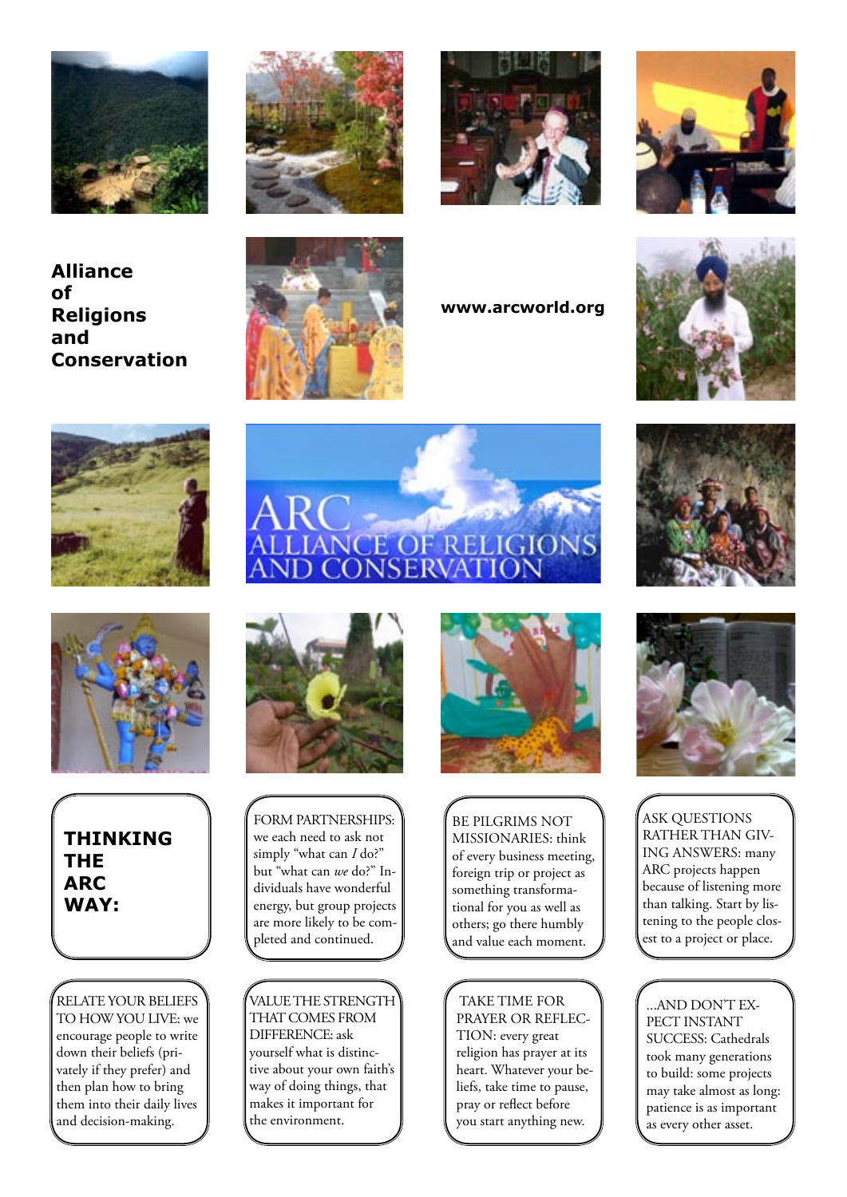**Alliance of Religions and Conservation**

**www.arcworld.org**

ARC ALLIANCE OF RELIGIONS AND CONSERVATION

## THINKING THE ARC WAY:

FORM PARTNERSHIPS: we each need to ask not simply "what can *I* do?" but "what can *we* do?" Individuals have wonderful energy, but group projects are more likely to be completed and continued.

BE PILGRIMS NOT MISSIONARIES: think of every business meeting, foreign trip or project as something transformational for you as well as others; go there humbly and value each moment.

ASK QUESTIONS RATHER THAN GIVING ANSWERS: many ARC projects happen because of listening more than talking. Start by listening to the people closest to a project or place.

RELATE YOUR BELIEFS TO HOW YOU LIVE: we encourage people to write down their beliefs (privately if they prefer) and then plan how to bring them into their daily lives and decision-making.

VALUE THE STRENGTH THAT COMES FROM DIFFERENCE: ask yourself what is distinctive about your own faith's way of doing things, that makes it important for the environment.

TAKE TIME FOR PRAYER OR REFLECTION: every great religion has prayer at its heart. Whatever your beliefs, take time to pause, pray or reflect before you start anything new.

...AND DON'T EXPECT INSTANT SUCCESS: Cathedrals took many generations to build: some projects may take almost as long: patience is as important as every other asset.